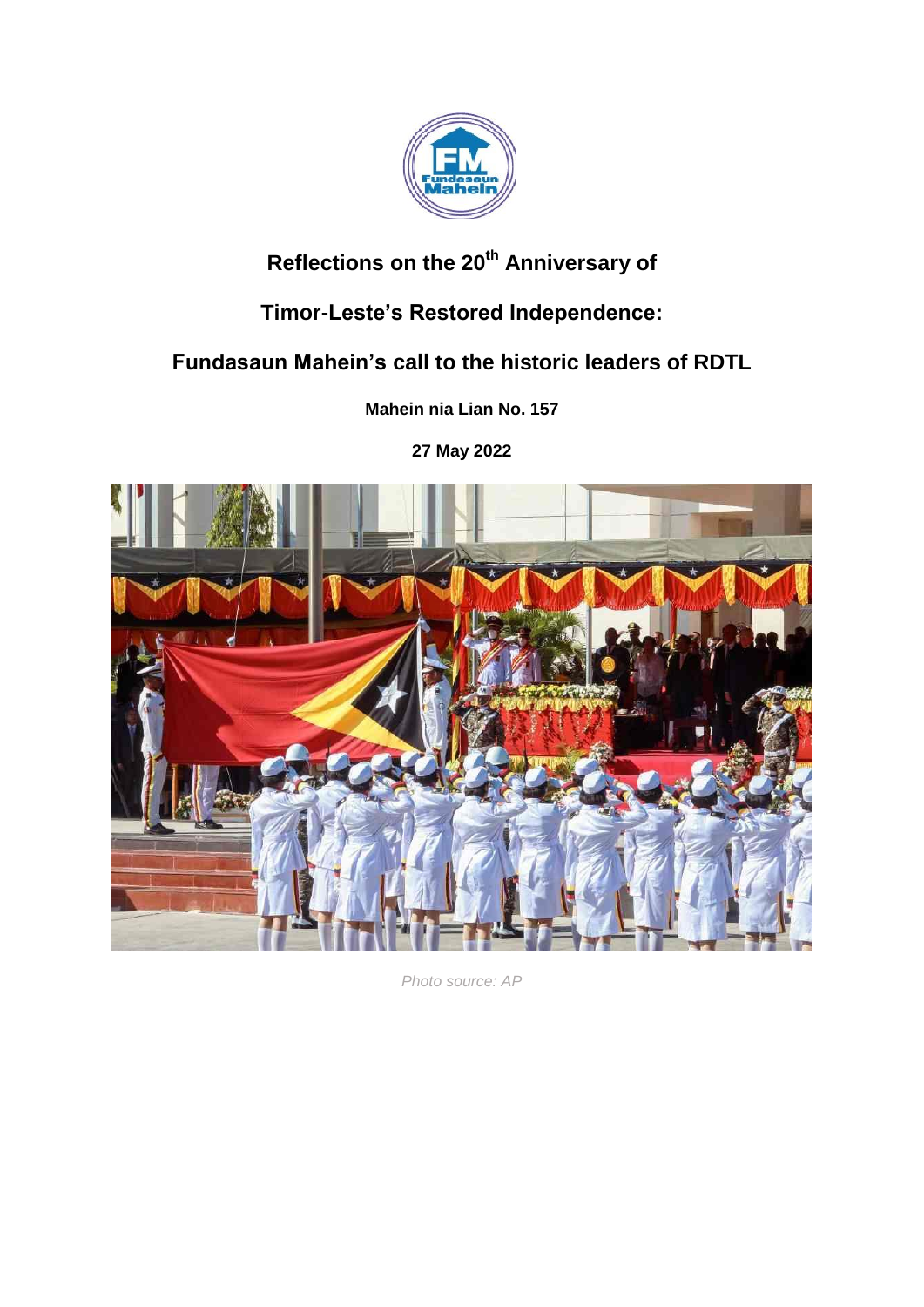# Reflections on the 20th Anniversary of Timor-Leste's Restored Independence: Fundasaun Mahein's call to the historic leaders of RDTL

**Mahein nia Lian No. 157**

**27 May 2022**

*Photo source: AP*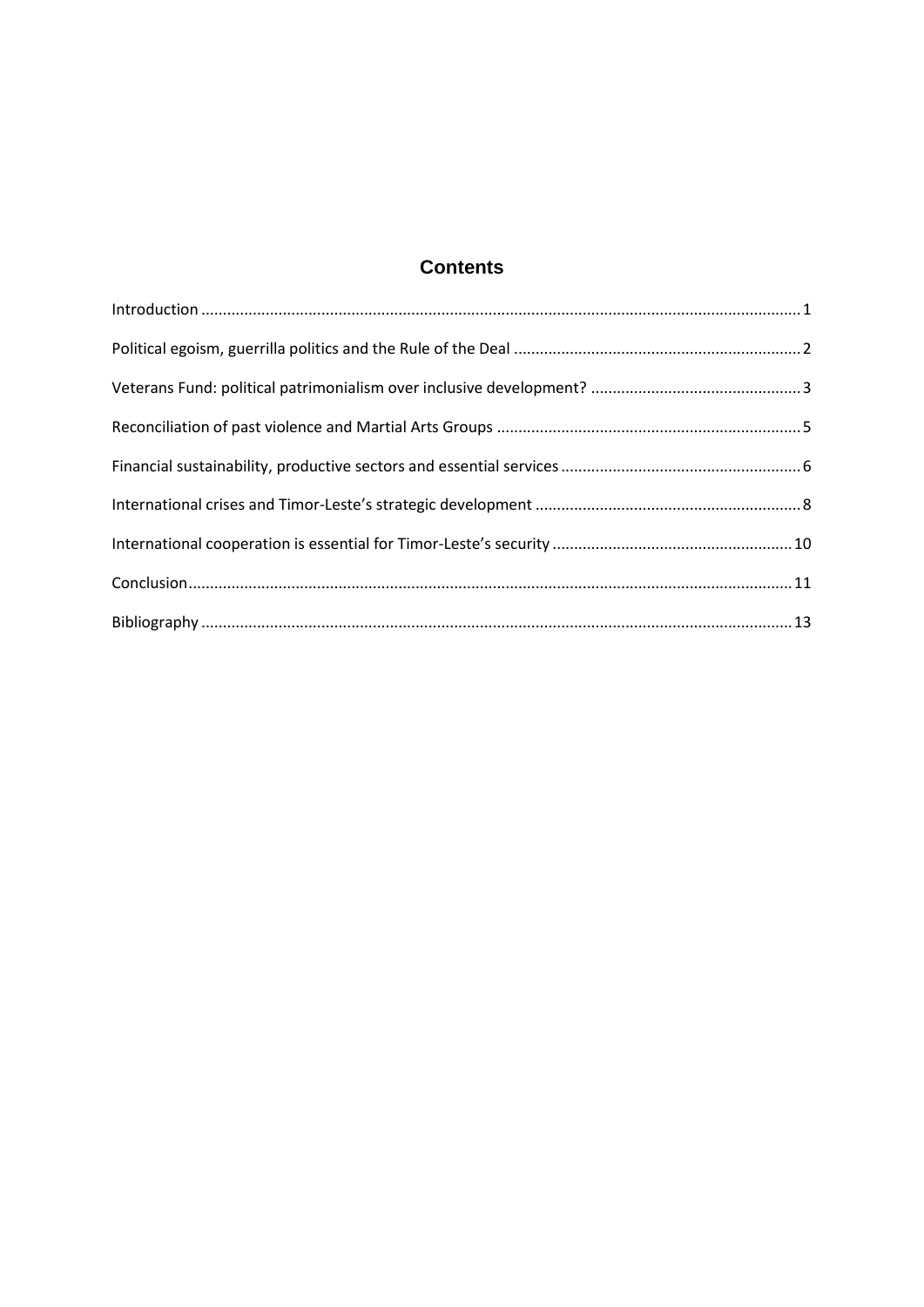# Contents

Introduction ........................................................................................................................................ 1

Political egoism, guerrilla politics and the Rule of the Deal ................................................................. 2

Veterans Fund: political patrimonialism over inclusive development? ............................................... 3

Reconciliation of past violence and Martial Arts Groups ..................................................................... 5

Financial sustainability, productive sectors and essential services ...................................................... 6

International crises and Timor-Leste's strategic development ............................................................ 8

International cooperation is essential for Timor-Leste's security ....................................................... 10

Conclusion .......................................................................................................................................... 11

Bibliography ....................................................................................................................................... 13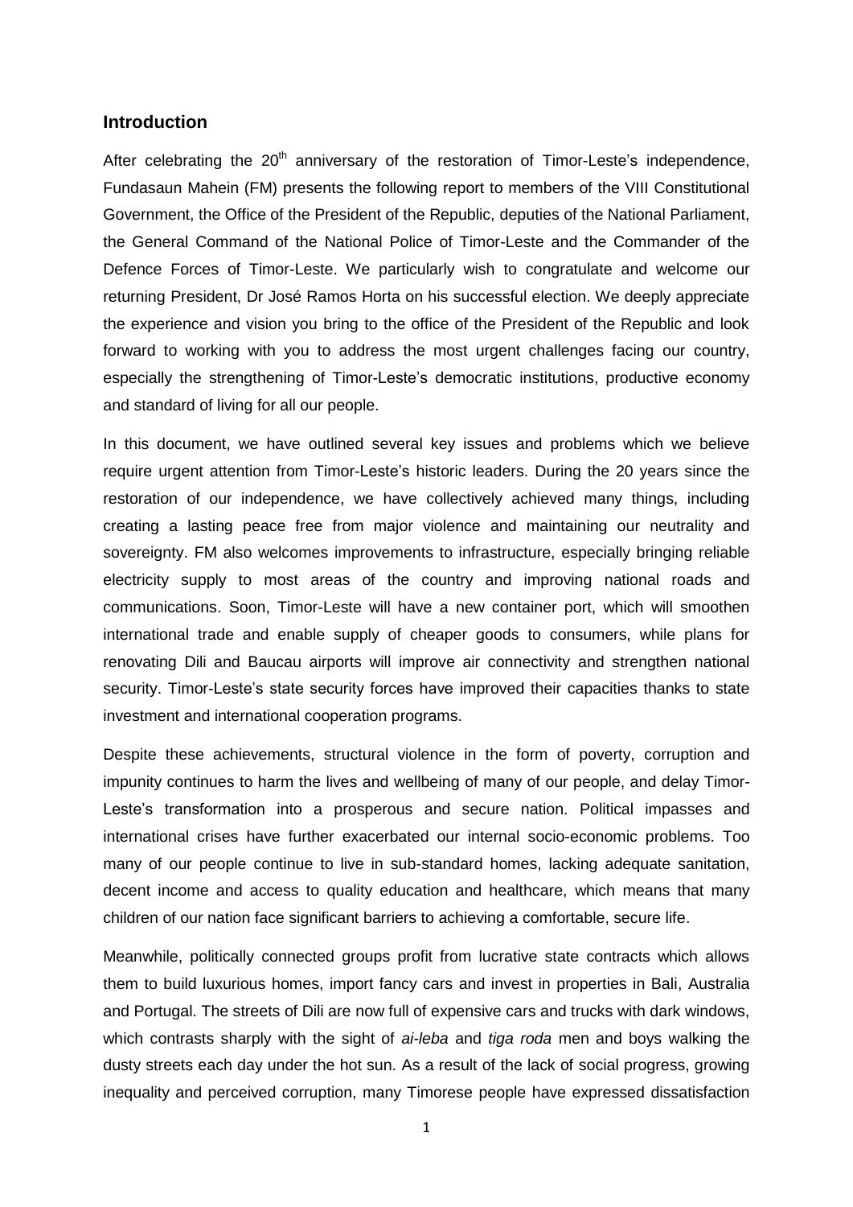## Introduction

After celebrating the 20th anniversary of the restoration of Timor-Leste's independence, Fundasaun Mahein (FM) presents the following report to members of the VIII Constitutional Government, the Office of the President of the Republic, deputies of the National Parliament, the General Command of the National Police of Timor-Leste and the Commander of the Defence Forces of Timor-Leste. We particularly wish to congratulate and welcome our returning President, Dr José Ramos Horta on his successful election. We deeply appreciate the experience and vision you bring to the office of the President of the Republic and look forward to working with you to address the most urgent challenges facing our country, especially the strengthening of Timor-Leste's democratic institutions, productive economy and standard of living for all our people.

In this document, we have outlined several key issues and problems which we believe require urgent attention from Timor-Leste's historic leaders. During the 20 years since the restoration of our independence, we have collectively achieved many things, including creating a lasting peace free from major violence and maintaining our neutrality and sovereignty. FM also welcomes improvements to infrastructure, especially bringing reliable electricity supply to most areas of the country and improving national roads and communications. Soon, Timor-Leste will have a new container port, which will smoothen international trade and enable supply of cheaper goods to consumers, while plans for renovating Dili and Baucau airports will improve air connectivity and strengthen national security. Timor-Leste's state security forces have improved their capacities thanks to state investment and international cooperation programs.

Despite these achievements, structural violence in the form of poverty, corruption and impunity continues to harm the lives and wellbeing of many of our people, and delay Timor-Leste's transformation into a prosperous and secure nation. Political impasses and international crises have further exacerbated our internal socio-economic problems. Too many of our people continue to live in sub-standard homes, lacking adequate sanitation, decent income and access to quality education and healthcare, which means that many children of our nation face significant barriers to achieving a comfortable, secure life.

Meanwhile, politically connected groups profit from lucrative state contracts which allows them to build luxurious homes, import fancy cars and invest in properties in Bali, Australia and Portugal. The streets of Dili are now full of expensive cars and trucks with dark windows, which contrasts sharply with the sight of *ai-leba* and *tiga roda* men and boys walking the dusty streets each day under the hot sun. As a result of the lack of social progress, growing inequality and perceived corruption, many Timorese people have expressed dissatisfaction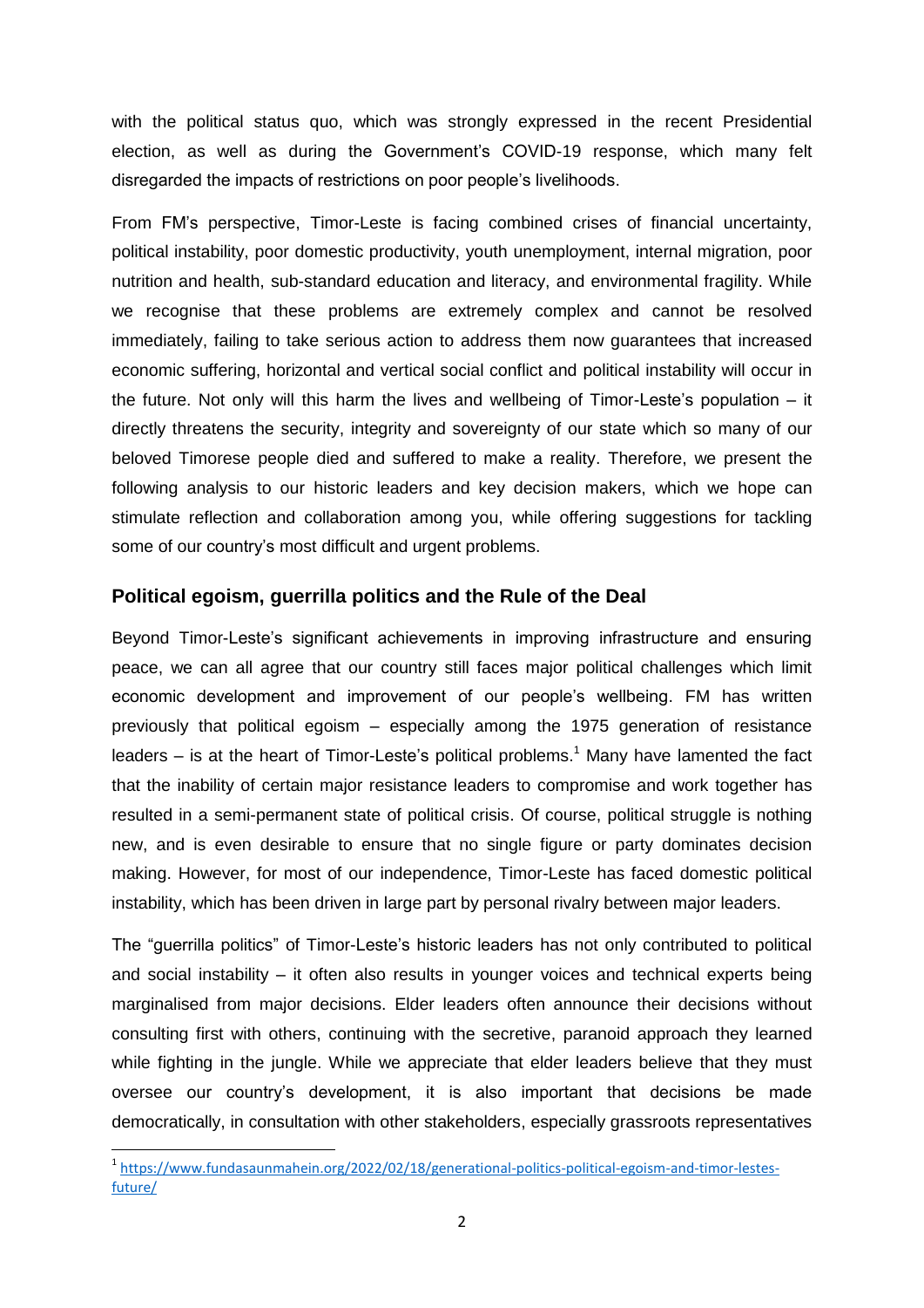with the political status quo, which was strongly expressed in the recent Presidential election, as well as during the Government's COVID-19 response, which many felt disregarded the impacts of restrictions on poor people's livelihoods.

From FM's perspective, Timor-Leste is facing combined crises of financial uncertainty, political instability, poor domestic productivity, youth unemployment, internal migration, poor nutrition and health, sub-standard education and literacy, and environmental fragility. While we recognise that these problems are extremely complex and cannot be resolved immediately, failing to take serious action to address them now guarantees that increased economic suffering, horizontal and vertical social conflict and political instability will occur in the future. Not only will this harm the lives and wellbeing of Timor-Leste's population – it directly threatens the security, integrity and sovereignty of our state which so many of our beloved Timorese people died and suffered to make a reality. Therefore, we present the following analysis to our historic leaders and key decision makers, which we hope can stimulate reflection and collaboration among you, while offering suggestions for tackling some of our country's most difficult and urgent problems.

## Political egoism, guerrilla politics and the Rule of the Deal

Beyond Timor-Leste's significant achievements in improving infrastructure and ensuring peace, we can all agree that our country still faces major political challenges which limit economic development and improvement of our people's wellbeing. FM has written previously that political egoism – especially among the 1975 generation of resistance leaders – is at the heart of Timor-Leste's political problems.[1] Many have lamented the fact that the inability of certain major resistance leaders to compromise and work together has resulted in a semi-permanent state of political crisis. Of course, political struggle is nothing new, and is even desirable to ensure that no single figure or party dominates decision making. However, for most of our independence, Timor-Leste has faced domestic political instability, which has been driven in large part by personal rivalry between major leaders.

The "guerrilla politics" of Timor-Leste's historic leaders has not only contributed to political and social instability – it often also results in younger voices and technical experts being marginalised from major decisions. Elder leaders often announce their decisions without consulting first with others, continuing with the secretive, paranoid approach they learned while fighting in the jungle. While we appreciate that elder leaders believe that they must oversee our country's development, it is also important that decisions be made democratically, in consultation with other stakeholders, especially grassroots representatives

---

[1] https://www.fundasaunmahein.org/2022/02/18/generational-politics-political-egoism-and-timor-lestes-future/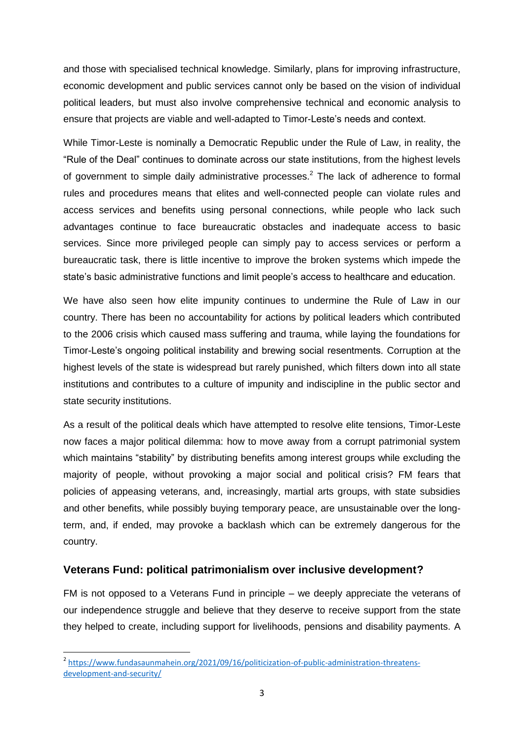and those with specialised technical knowledge. Similarly, plans for improving infrastructure, economic development and public services cannot only be based on the vision of individual political leaders, but must also involve comprehensive technical and economic analysis to ensure that projects are viable and well-adapted to Timor-Leste's needs and context.

While Timor-Leste is nominally a Democratic Republic under the Rule of Law, in reality, the "Rule of the Deal" continues to dominate across our state institutions, from the highest levels of government to simple daily administrative processes.[2] The lack of adherence to formal rules and procedures means that elites and well-connected people can violate rules and access services and benefits using personal connections, while people who lack such advantages continue to face bureaucratic obstacles and inadequate access to basic services. Since more privileged people can simply pay to access services or perform a bureaucratic task, there is little incentive to improve the broken systems which impede the state's basic administrative functions and limit people's access to healthcare and education.

We have also seen how elite impunity continues to undermine the Rule of Law in our country. There has been no accountability for actions by political leaders which contributed to the 2006 crisis which caused mass suffering and trauma, while laying the foundations for Timor-Leste's ongoing political instability and brewing social resentments. Corruption at the highest levels of the state is widespread but rarely punished, which filters down into all state institutions and contributes to a culture of impunity and indiscipline in the public sector and state security institutions.

As a result of the political deals which have attempted to resolve elite tensions, Timor-Leste now faces a major political dilemma: how to move away from a corrupt patrimonial system which maintains "stability" by distributing benefits among interest groups while excluding the majority of people, without provoking a major social and political crisis? FM fears that policies of appeasing veterans, and, increasingly, martial arts groups, with state subsidies and other benefits, while possibly buying temporary peace, are unsustainable over the long-term, and, if ended, may provoke a backlash which can be extremely dangerous for the country.

## Veterans Fund: political patrimonialism over inclusive development?

FM is not opposed to a Veterans Fund in principle – we deeply appreciate the veterans of our independence struggle and believe that they deserve to receive support from the state they helped to create, including support for livelihoods, pensions and disability payments. A

[2] https://www.fundasaunmahein.org/2021/09/16/politicization-of-public-administration-threatens-development-and-security/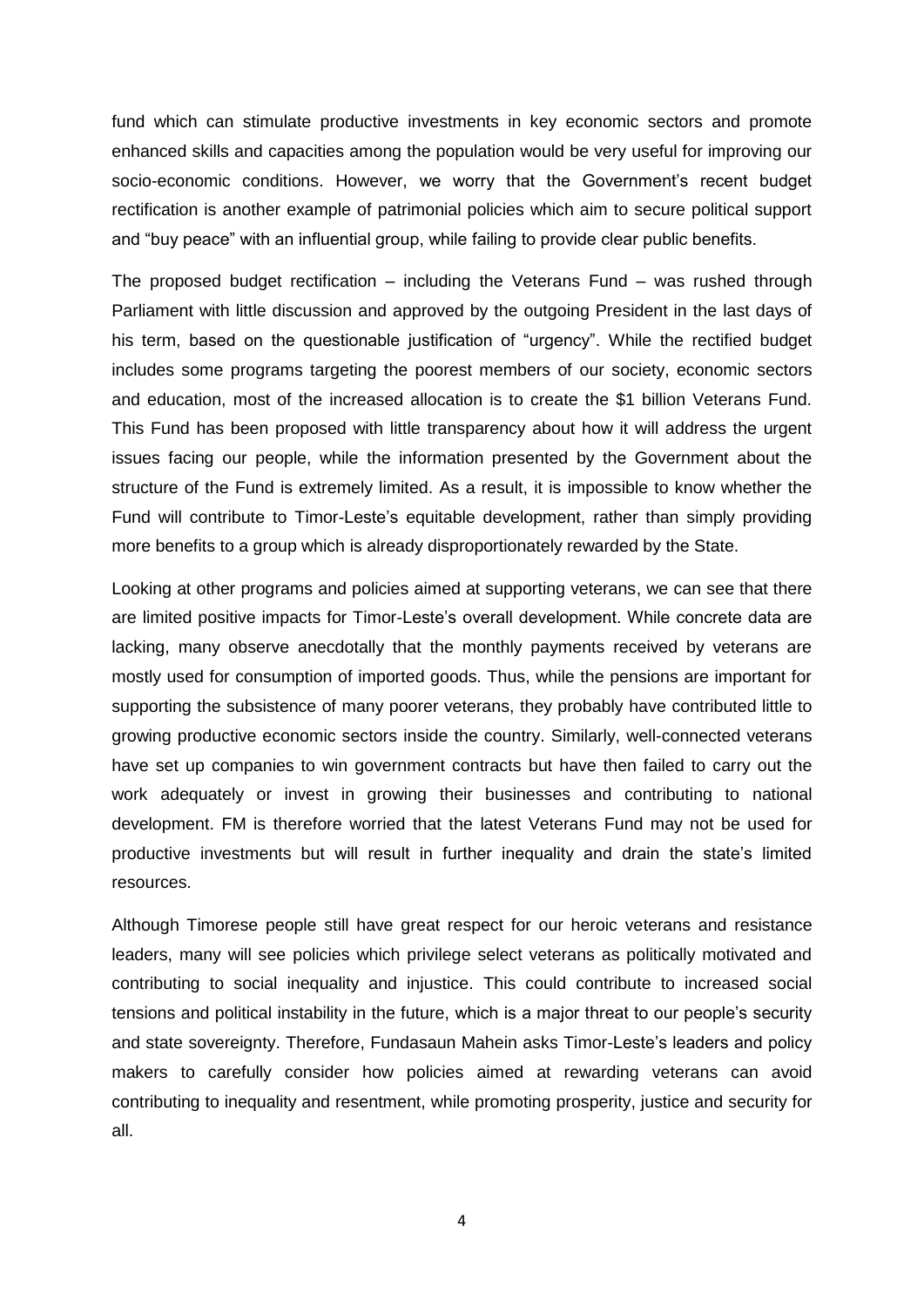fund which can stimulate productive investments in key economic sectors and promote enhanced skills and capacities among the population would be very useful for improving our socio-economic conditions. However, we worry that the Government's recent budget rectification is another example of patrimonial policies which aim to secure political support and "buy peace" with an influential group, while failing to provide clear public benefits.

The proposed budget rectification – including the Veterans Fund – was rushed through Parliament with little discussion and approved by the outgoing President in the last days of his term, based on the questionable justification of "urgency". While the rectified budget includes some programs targeting the poorest members of our society, economic sectors and education, most of the increased allocation is to create the $1 billion Veterans Fund. This Fund has been proposed with little transparency about how it will address the urgent issues facing our people, while the information presented by the Government about the structure of the Fund is extremely limited. As a result, it is impossible to know whether the Fund will contribute to Timor-Leste's equitable development, rather than simply providing more benefits to a group which is already disproportionately rewarded by the State.

Looking at other programs and policies aimed at supporting veterans, we can see that there are limited positive impacts for Timor-Leste's overall development. While concrete data are lacking, many observe anecdotally that the monthly payments received by veterans are mostly used for consumption of imported goods. Thus, while the pensions are important for supporting the subsistence of many poorer veterans, they probably have contributed little to growing productive economic sectors inside the country. Similarly, well-connected veterans have set up companies to win government contracts but have then failed to carry out the work adequately or invest in growing their businesses and contributing to national development. FM is therefore worried that the latest Veterans Fund may not be used for productive investments but will result in further inequality and drain the state's limited resources.

Although Timorese people still have great respect for our heroic veterans and resistance leaders, many will see policies which privilege select veterans as politically motivated and contributing to social inequality and injustice. This could contribute to increased social tensions and political instability in the future, which is a major threat to our people's security and state sovereignty. Therefore, Fundasaun Mahein asks Timor-Leste's leaders and policy makers to carefully consider how policies aimed at rewarding veterans can avoid contributing to inequality and resentment, while promoting prosperity, justice and security for all.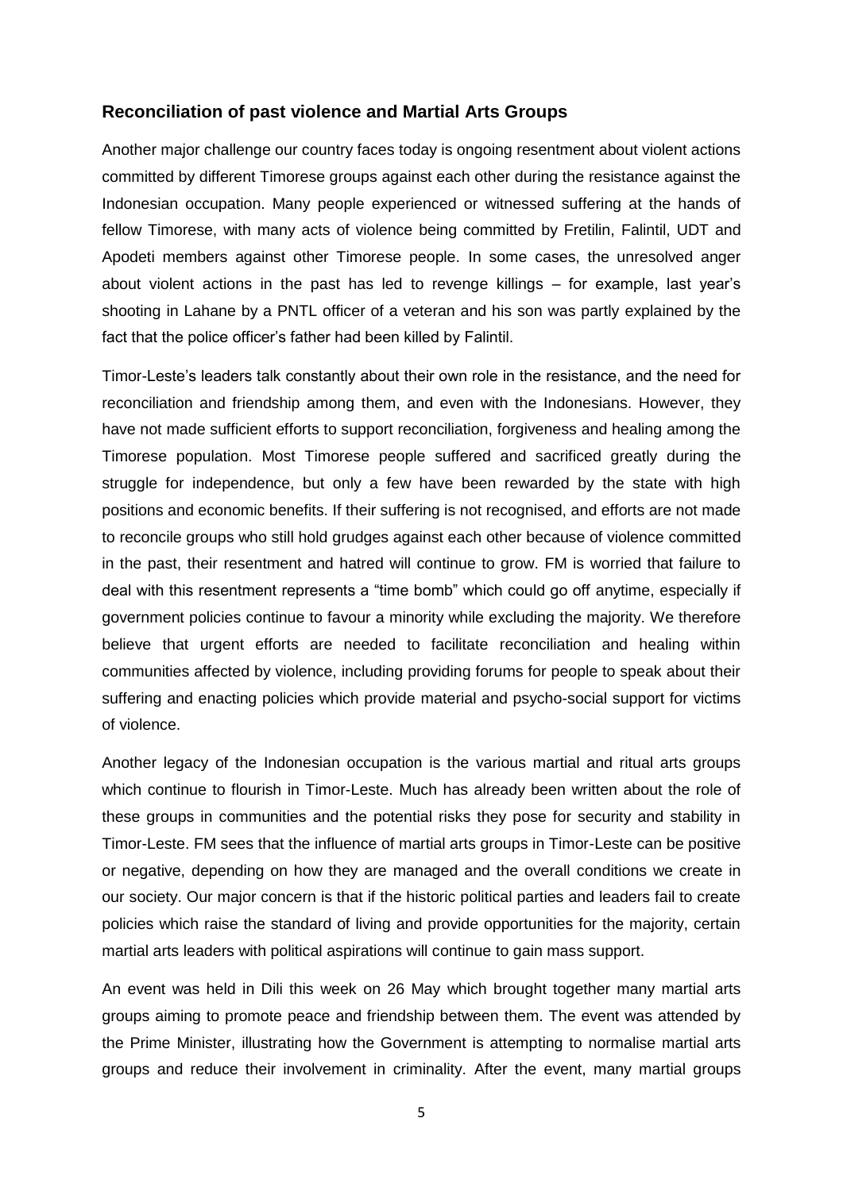## Reconciliation of past violence and Martial Arts Groups

Another major challenge our country faces today is ongoing resentment about violent actions committed by different Timorese groups against each other during the resistance against the Indonesian occupation. Many people experienced or witnessed suffering at the hands of fellow Timorese, with many acts of violence being committed by Fretilin, Falintil, UDT and Apodeti members against other Timorese people. In some cases, the unresolved anger about violent actions in the past has led to revenge killings – for example, last year's shooting in Lahane by a PNTL officer of a veteran and his son was partly explained by the fact that the police officer's father had been killed by Falintil.

Timor-Leste's leaders talk constantly about their own role in the resistance, and the need for reconciliation and friendship among them, and even with the Indonesians. However, they have not made sufficient efforts to support reconciliation, forgiveness and healing among the Timorese population. Most Timorese people suffered and sacrificed greatly during the struggle for independence, but only a few have been rewarded by the state with high positions and economic benefits. If their suffering is not recognised, and efforts are not made to reconcile groups who still hold grudges against each other because of violence committed in the past, their resentment and hatred will continue to grow. FM is worried that failure to deal with this resentment represents a "time bomb" which could go off anytime, especially if government policies continue to favour a minority while excluding the majority. We therefore believe that urgent efforts are needed to facilitate reconciliation and healing within communities affected by violence, including providing forums for people to speak about their suffering and enacting policies which provide material and psycho-social support for victims of violence.

Another legacy of the Indonesian occupation is the various martial and ritual arts groups which continue to flourish in Timor-Leste. Much has already been written about the role of these groups in communities and the potential risks they pose for security and stability in Timor-Leste. FM sees that the influence of martial arts groups in Timor-Leste can be positive or negative, depending on how they are managed and the overall conditions we create in our society. Our major concern is that if the historic political parties and leaders fail to create policies which raise the standard of living and provide opportunities for the majority, certain martial arts leaders with political aspirations will continue to gain mass support.

An event was held in Dili this week on 26 May which brought together many martial arts groups aiming to promote peace and friendship between them. The event was attended by the Prime Minister, illustrating how the Government is attempting to normalise martial arts groups and reduce their involvement in criminality. After the event, many martial groups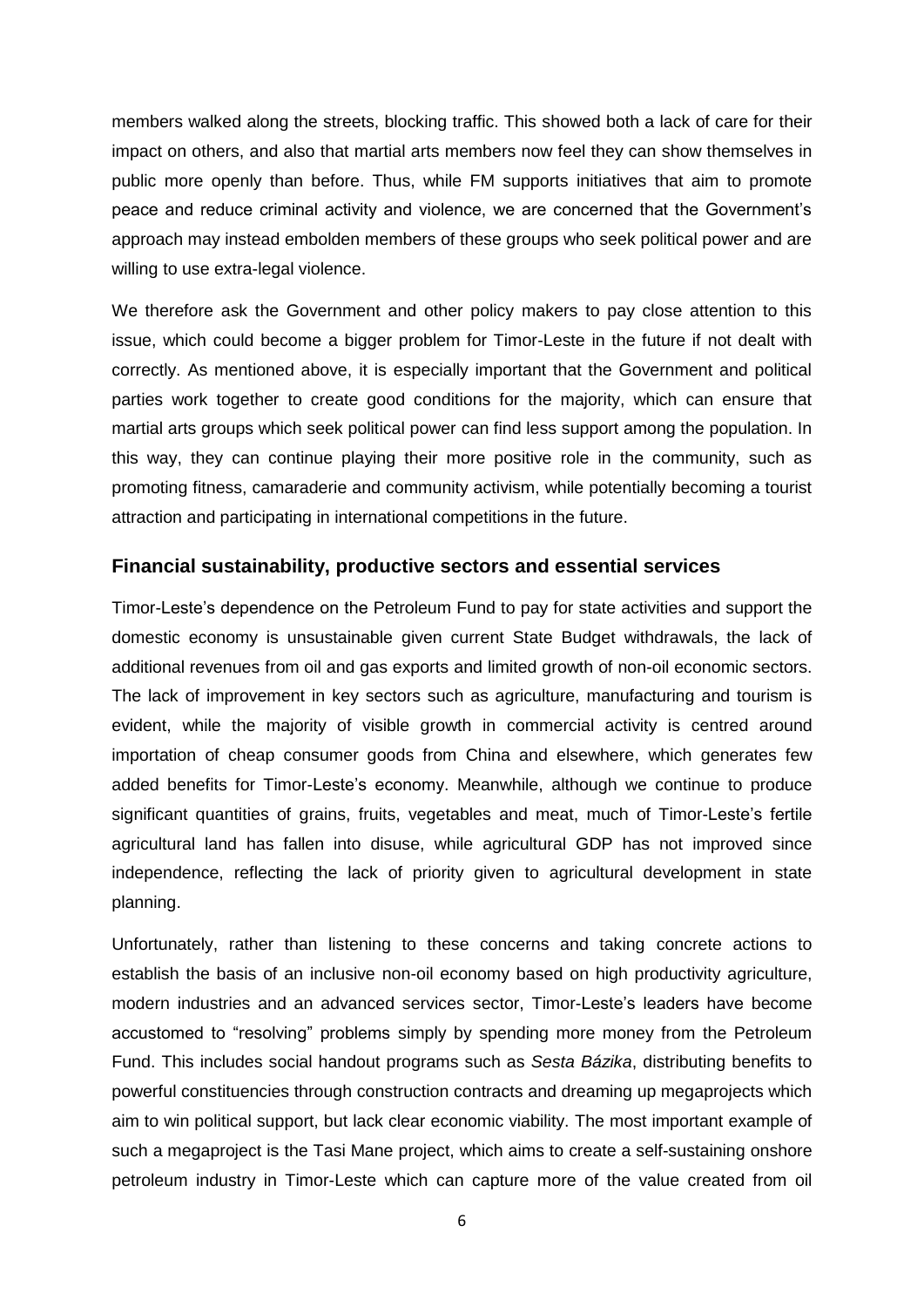members walked along the streets, blocking traffic. This showed both a lack of care for their impact on others, and also that martial arts members now feel they can show themselves in public more openly than before. Thus, while FM supports initiatives that aim to promote peace and reduce criminal activity and violence, we are concerned that the Government's approach may instead embolden members of these groups who seek political power and are willing to use extra-legal violence.

We therefore ask the Government and other policy makers to pay close attention to this issue, which could become a bigger problem for Timor-Leste in the future if not dealt with correctly. As mentioned above, it is especially important that the Government and political parties work together to create good conditions for the majority, which can ensure that martial arts groups which seek political power can find less support among the population. In this way, they can continue playing their more positive role in the community, such as promoting fitness, camaraderie and community activism, while potentially becoming a tourist attraction and participating in international competitions in the future.

## Financial sustainability, productive sectors and essential services

Timor-Leste's dependence on the Petroleum Fund to pay for state activities and support the domestic economy is unsustainable given current State Budget withdrawals, the lack of additional revenues from oil and gas exports and limited growth of non-oil economic sectors. The lack of improvement in key sectors such as agriculture, manufacturing and tourism is evident, while the majority of visible growth in commercial activity is centred around importation of cheap consumer goods from China and elsewhere, which generates few added benefits for Timor-Leste's economy. Meanwhile, although we continue to produce significant quantities of grains, fruits, vegetables and meat, much of Timor-Leste's fertile agricultural land has fallen into disuse, while agricultural GDP has not improved since independence, reflecting the lack of priority given to agricultural development in state planning.

Unfortunately, rather than listening to these concerns and taking concrete actions to establish the basis of an inclusive non-oil economy based on high productivity agriculture, modern industries and an advanced services sector, Timor-Leste's leaders have become accustomed to "resolving" problems simply by spending more money from the Petroleum Fund. This includes social handout programs such as *Sesta Bázika*, distributing benefits to powerful constituencies through construction contracts and dreaming up megaprojects which aim to win political support, but lack clear economic viability. The most important example of such a megaproject is the Tasi Mane project, which aims to create a self-sustaining onshore petroleum industry in Timor-Leste which can capture more of the value created from oil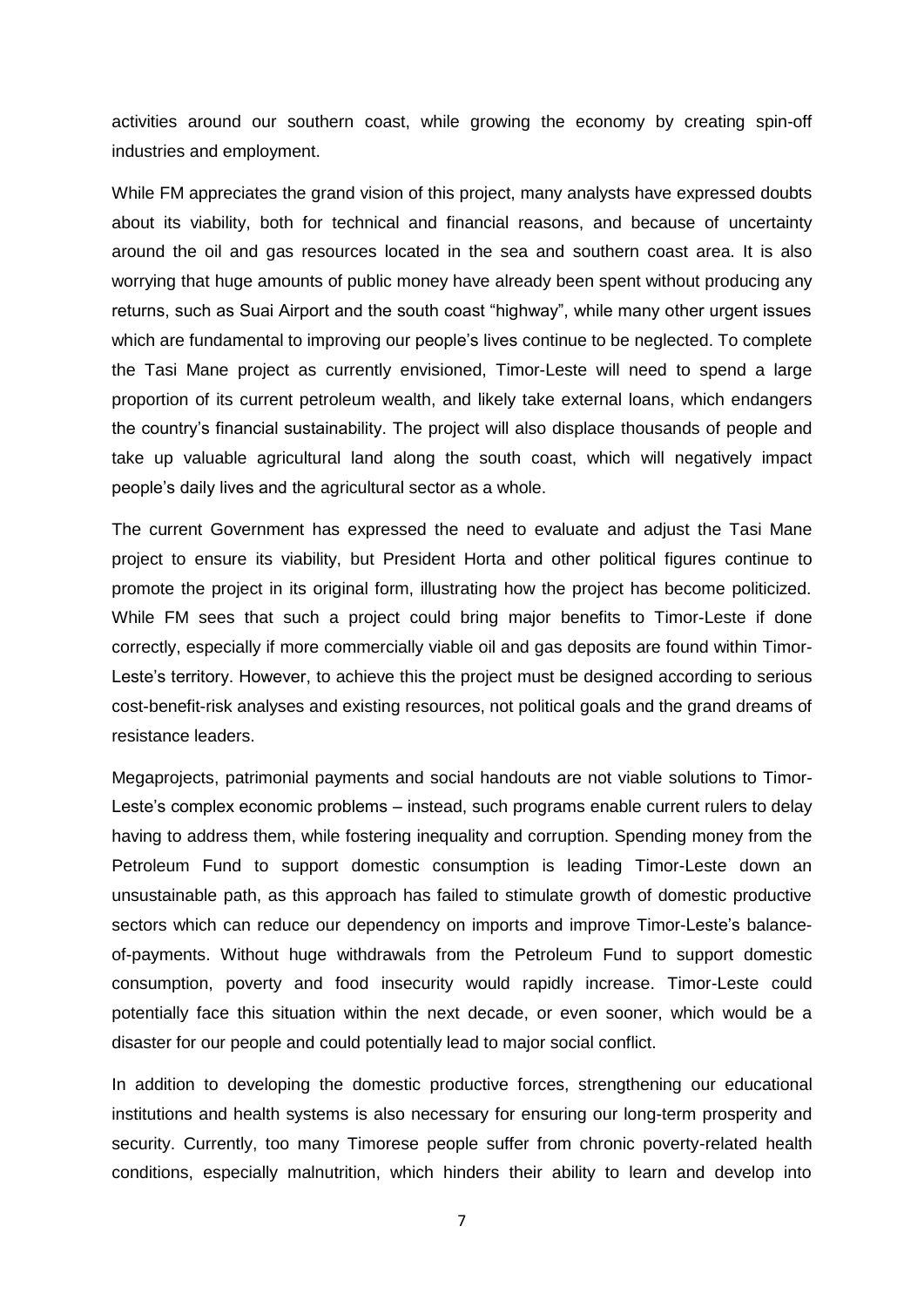activities around our southern coast, while growing the economy by creating spin-off industries and employment.

While FM appreciates the grand vision of this project, many analysts have expressed doubts about its viability, both for technical and financial reasons, and because of uncertainty around the oil and gas resources located in the sea and southern coast area. It is also worrying that huge amounts of public money have already been spent without producing any returns, such as Suai Airport and the south coast "highway", while many other urgent issues which are fundamental to improving our people's lives continue to be neglected. To complete the Tasi Mane project as currently envisioned, Timor-Leste will need to spend a large proportion of its current petroleum wealth, and likely take external loans, which endangers the country's financial sustainability. The project will also displace thousands of people and take up valuable agricultural land along the south coast, which will negatively impact people's daily lives and the agricultural sector as a whole.

The current Government has expressed the need to evaluate and adjust the Tasi Mane project to ensure its viability, but President Horta and other political figures continue to promote the project in its original form, illustrating how the project has become politicized. While FM sees that such a project could bring major benefits to Timor-Leste if done correctly, especially if more commercially viable oil and gas deposits are found within Timor-Leste's territory. However, to achieve this the project must be designed according to serious cost-benefit-risk analyses and existing resources, not political goals and the grand dreams of resistance leaders.

Megaprojects, patrimonial payments and social handouts are not viable solutions to Timor-Leste's complex economic problems – instead, such programs enable current rulers to delay having to address them, while fostering inequality and corruption. Spending money from the Petroleum Fund to support domestic consumption is leading Timor-Leste down an unsustainable path, as this approach has failed to stimulate growth of domestic productive sectors which can reduce our dependency on imports and improve Timor-Leste's balance-of-payments. Without huge withdrawals from the Petroleum Fund to support domestic consumption, poverty and food insecurity would rapidly increase. Timor-Leste could potentially face this situation within the next decade, or even sooner, which would be a disaster for our people and could potentially lead to major social conflict.

In addition to developing the domestic productive forces, strengthening our educational institutions and health systems is also necessary for ensuring our long-term prosperity and security. Currently, too many Timorese people suffer from chronic poverty-related health conditions, especially malnutrition, which hinders their ability to learn and develop into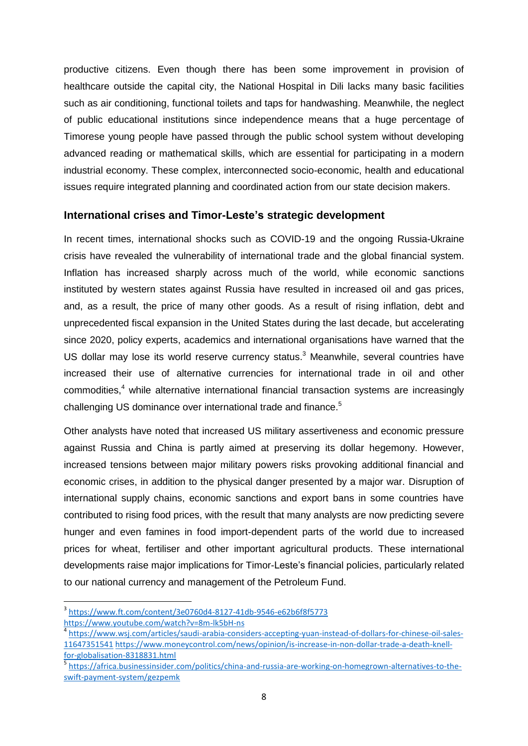productive citizens. Even though there has been some improvement in provision of healthcare outside the capital city, the National Hospital in Dili lacks many basic facilities such as air conditioning, functional toilets and taps for handwashing. Meanwhile, the neglect of public educational institutions since independence means that a huge percentage of Timorese young people have passed through the public school system without developing advanced reading or mathematical skills, which are essential for participating in a modern industrial economy. These complex, interconnected socio-economic, health and educational issues require integrated planning and coordinated action from our state decision makers.

## International crises and Timor-Leste's strategic development

In recent times, international shocks such as COVID-19 and the ongoing Russia-Ukraine crisis have revealed the vulnerability of international trade and the global financial system. Inflation has increased sharply across much of the world, while economic sanctions instituted by western states against Russia have resulted in increased oil and gas prices, and, as a result, the price of many other goods. As a result of rising inflation, debt and unprecedented fiscal expansion in the United States during the last decade, but accelerating since 2020, policy experts, academics and international organisations have warned that the US dollar may lose its world reserve currency status.[3] Meanwhile, several countries have increased their use of alternative currencies for international trade in oil and other commodities,[4] while alternative international financial transaction systems are increasingly challenging US dominance over international trade and finance.[5]

Other analysts have noted that increased US military assertiveness and economic pressure against Russia and China is partly aimed at preserving its dollar hegemony. However, increased tensions between major military powers risks provoking additional financial and economic crises, in addition to the physical danger presented by a major war. Disruption of international supply chains, economic sanctions and export bans in some countries have contributed to rising food prices, with the result that many analysts are now predicting severe hunger and even famines in food import-dependent parts of the world due to increased prices for wheat, fertiliser and other important agricultural products. These international developments raise major implications for Timor-Leste's financial policies, particularly related to our national currency and management of the Petroleum Fund.

---

[3] https://www.ft.com/content/3e0760d4-8127-41db-9546-e62b6f8f5773
https://www.youtube.com/watch?v=8m-lk5bH-ns

[4] https://www.wsj.com/articles/saudi-arabia-considers-accepting-yuan-instead-of-dollars-for-chinese-oil-sales-11647351541 https://www.moneycontrol.com/news/opinion/is-increase-in-non-dollar-trade-a-death-knell-for-globalisation-8318831.html

[5] https://africa.businessinsider.com/politics/china-and-russia-are-working-on-homegrown-alternatives-to-the-swift-payment-system/gezpemk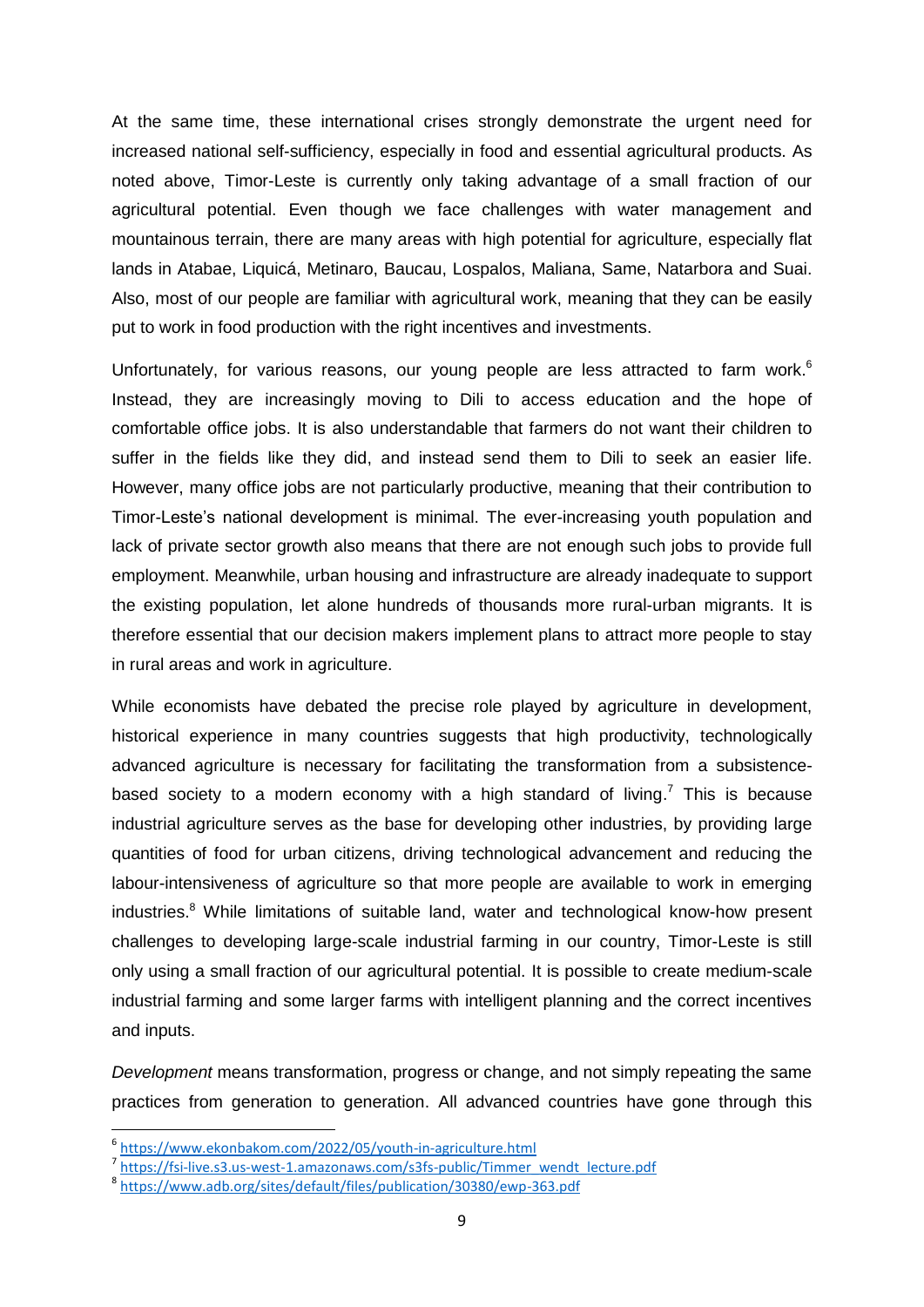At the same time, these international crises strongly demonstrate the urgent need for increased national self-sufficiency, especially in food and essential agricultural products. As noted above, Timor-Leste is currently only taking advantage of a small fraction of our agricultural potential. Even though we face challenges with water management and mountainous terrain, there are many areas with high potential for agriculture, especially flat lands in Atabae, Liquicá, Metinaro, Baucau, Lospalos, Maliana, Same, Natarbora and Suai. Also, most of our people are familiar with agricultural work, meaning that they can be easily put to work in food production with the right incentives and investments.

Unfortunately, for various reasons, our young people are less attracted to farm work.[6] Instead, they are increasingly moving to Dili to access education and the hope of comfortable office jobs. It is also understandable that farmers do not want their children to suffer in the fields like they did, and instead send them to Dili to seek an easier life. However, many office jobs are not particularly productive, meaning that their contribution to Timor-Leste's national development is minimal. The ever-increasing youth population and lack of private sector growth also means that there are not enough such jobs to provide full employment. Meanwhile, urban housing and infrastructure are already inadequate to support the existing population, let alone hundreds of thousands more rural-urban migrants. It is therefore essential that our decision makers implement plans to attract more people to stay in rural areas and work in agriculture.

While economists have debated the precise role played by agriculture in development, historical experience in many countries suggests that high productivity, technologically advanced agriculture is necessary for facilitating the transformation from a subsistence-based society to a modern economy with a high standard of living.[7] This is because industrial agriculture serves as the base for developing other industries, by providing large quantities of food for urban citizens, driving technological advancement and reducing the labour-intensiveness of agriculture so that more people are available to work in emerging industries.[8] While limitations of suitable land, water and technological know-how present challenges to developing large-scale industrial farming in our country, Timor-Leste is still only using a small fraction of our agricultural potential. It is possible to create medium-scale industrial farming and some larger farms with intelligent planning and the correct incentives and inputs.

*Development* means transformation, progress or change, and not simply repeating the same practices from generation to generation. All advanced countries have gone through this

---

[6] https://www.ekonbakom.com/2022/05/youth-in-agriculture.html

[7] https://fsi-live.s3.us-west-1.amazonaws.com/s3fs-public/Timmer_wendt_lecture.pdf

[8] https://www.adb.org/sites/default/files/publication/30380/ewp-363.pdf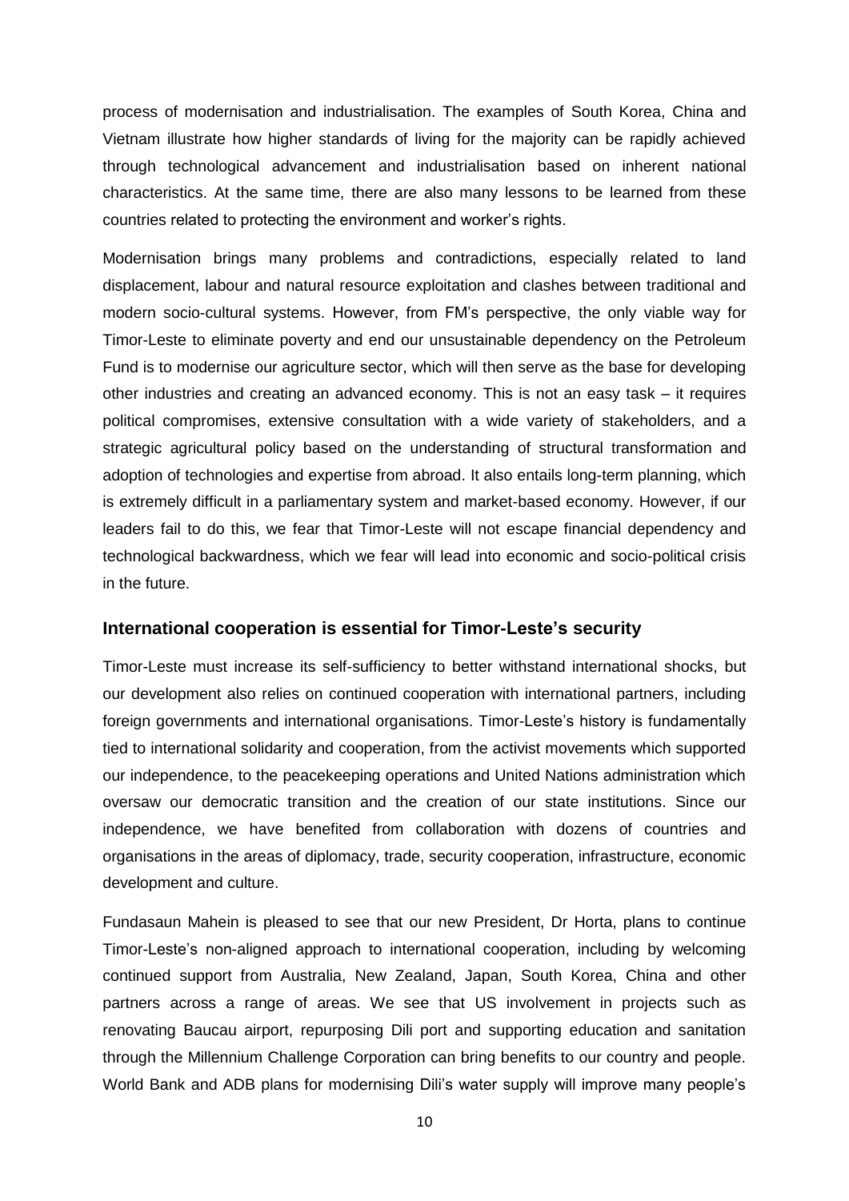process of modernisation and industrialisation. The examples of South Korea, China and Vietnam illustrate how higher standards of living for the majority can be rapidly achieved through technological advancement and industrialisation based on inherent national characteristics. At the same time, there are also many lessons to be learned from these countries related to protecting the environment and worker's rights.

Modernisation brings many problems and contradictions, especially related to land displacement, labour and natural resource exploitation and clashes between traditional and modern socio-cultural systems. However, from FM's perspective, the only viable way for Timor-Leste to eliminate poverty and end our unsustainable dependency on the Petroleum Fund is to modernise our agriculture sector, which will then serve as the base for developing other industries and creating an advanced economy. This is not an easy task – it requires political compromises, extensive consultation with a wide variety of stakeholders, and a strategic agricultural policy based on the understanding of structural transformation and adoption of technologies and expertise from abroad. It also entails long-term planning, which is extremely difficult in a parliamentary system and market-based economy. However, if our leaders fail to do this, we fear that Timor-Leste will not escape financial dependency and technological backwardness, which we fear will lead into economic and socio-political crisis in the future.

### International cooperation is essential for Timor-Leste's security

Timor-Leste must increase its self-sufficiency to better withstand international shocks, but our development also relies on continued cooperation with international partners, including foreign governments and international organisations. Timor-Leste's history is fundamentally tied to international solidarity and cooperation, from the activist movements which supported our independence, to the peacekeeping operations and United Nations administration which oversaw our democratic transition and the creation of our state institutions. Since our independence, we have benefited from collaboration with dozens of countries and organisations in the areas of diplomacy, trade, security cooperation, infrastructure, economic development and culture.

Fundasaun Mahein is pleased to see that our new President, Dr Horta, plans to continue Timor-Leste's non-aligned approach to international cooperation, including by welcoming continued support from Australia, New Zealand, Japan, South Korea, China and other partners across a range of areas. We see that US involvement in projects such as renovating Baucau airport, repurposing Dili port and supporting education and sanitation through the Millennium Challenge Corporation can bring benefits to our country and people. World Bank and ADB plans for modernising Dili's water supply will improve many people's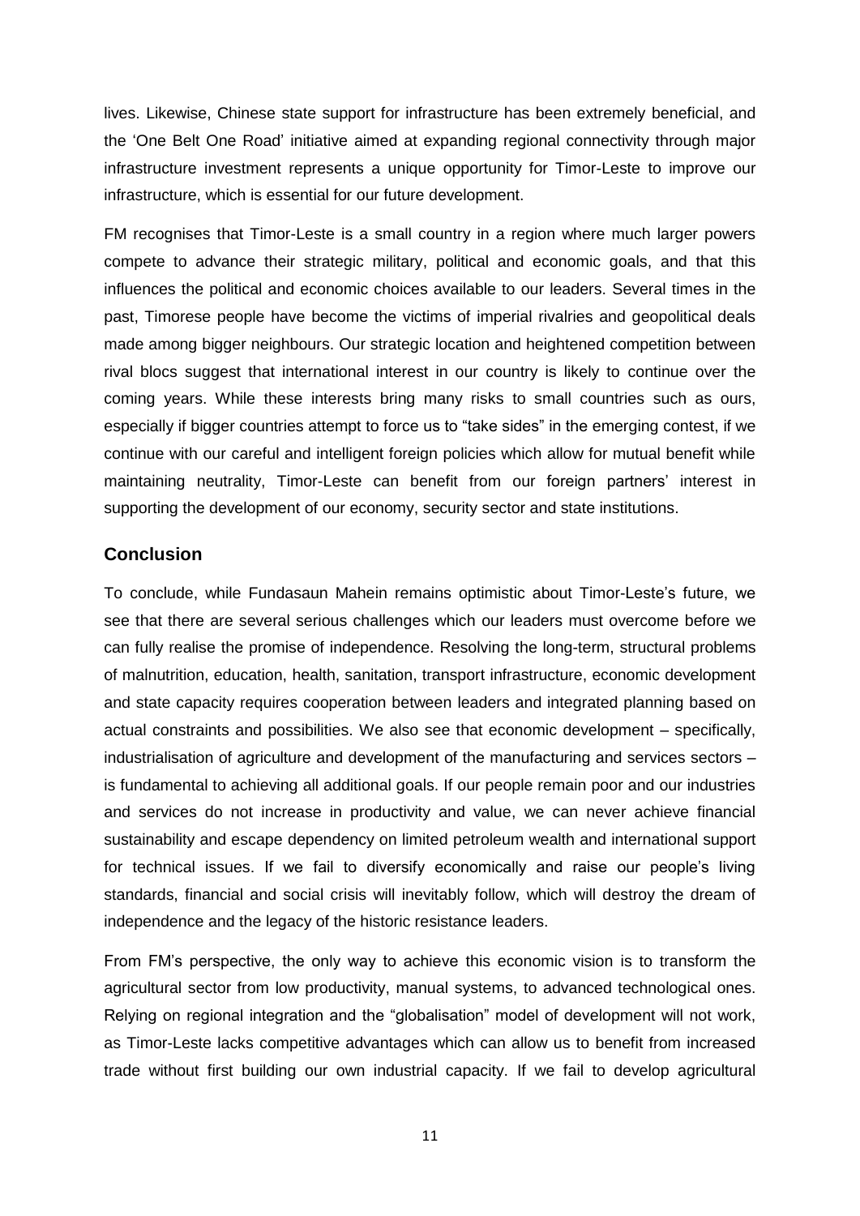lives. Likewise, Chinese state support for infrastructure has been extremely beneficial, and the 'One Belt One Road' initiative aimed at expanding regional connectivity through major infrastructure investment represents a unique opportunity for Timor-Leste to improve our infrastructure, which is essential for our future development.

FM recognises that Timor-Leste is a small country in a region where much larger powers compete to advance their strategic military, political and economic goals, and that this influences the political and economic choices available to our leaders. Several times in the past, Timorese people have become the victims of imperial rivalries and geopolitical deals made among bigger neighbours. Our strategic location and heightened competition between rival blocs suggest that international interest in our country is likely to continue over the coming years. While these interests bring many risks to small countries such as ours, especially if bigger countries attempt to force us to "take sides" in the emerging contest, if we continue with our careful and intelligent foreign policies which allow for mutual benefit while maintaining neutrality, Timor-Leste can benefit from our foreign partners' interest in supporting the development of our economy, security sector and state institutions.

## Conclusion

To conclude, while Fundasaun Mahein remains optimistic about Timor-Leste's future, we see that there are several serious challenges which our leaders must overcome before we can fully realise the promise of independence. Resolving the long-term, structural problems of malnutrition, education, health, sanitation, transport infrastructure, economic development and state capacity requires cooperation between leaders and integrated planning based on actual constraints and possibilities. We also see that economic development – specifically, industrialisation of agriculture and development of the manufacturing and services sectors – is fundamental to achieving all additional goals. If our people remain poor and our industries and services do not increase in productivity and value, we can never achieve financial sustainability and escape dependency on limited petroleum wealth and international support for technical issues. If we fail to diversify economically and raise our people's living standards, financial and social crisis will inevitably follow, which will destroy the dream of independence and the legacy of the historic resistance leaders.

From FM's perspective, the only way to achieve this economic vision is to transform the agricultural sector from low productivity, manual systems, to advanced technological ones. Relying on regional integration and the "globalisation" model of development will not work, as Timor-Leste lacks competitive advantages which can allow us to benefit from increased trade without first building our own industrial capacity. If we fail to develop agricultural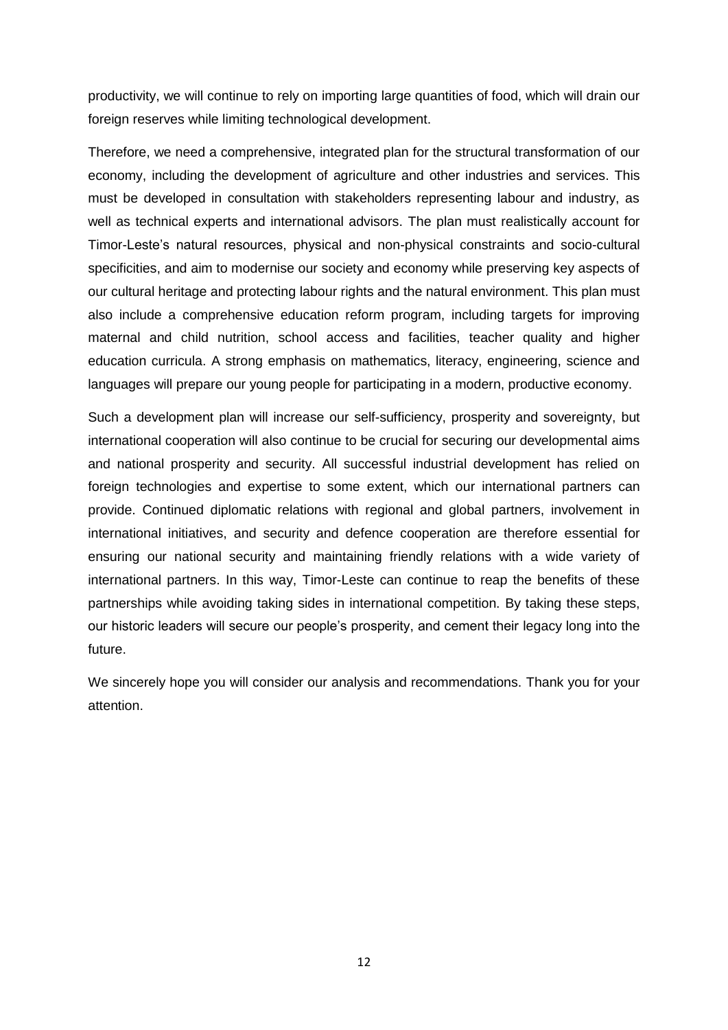productivity, we will continue to rely on importing large quantities of food, which will drain our foreign reserves while limiting technological development.

Therefore, we need a comprehensive, integrated plan for the structural transformation of our economy, including the development of agriculture and other industries and services. This must be developed in consultation with stakeholders representing labour and industry, as well as technical experts and international advisors. The plan must realistically account for Timor-Leste's natural resources, physical and non-physical constraints and socio-cultural specificities, and aim to modernise our society and economy while preserving key aspects of our cultural heritage and protecting labour rights and the natural environment. This plan must also include a comprehensive education reform program, including targets for improving maternal and child nutrition, school access and facilities, teacher quality and higher education curricula. A strong emphasis on mathematics, literacy, engineering, science and languages will prepare our young people for participating in a modern, productive economy.

Such a development plan will increase our self-sufficiency, prosperity and sovereignty, but international cooperation will also continue to be crucial for securing our developmental aims and national prosperity and security. All successful industrial development has relied on foreign technologies and expertise to some extent, which our international partners can provide. Continued diplomatic relations with regional and global partners, involvement in international initiatives, and security and defence cooperation are therefore essential for ensuring our national security and maintaining friendly relations with a wide variety of international partners. In this way, Timor-Leste can continue to reap the benefits of these partnerships while avoiding taking sides in international competition. By taking these steps, our historic leaders will secure our people's prosperity, and cement their legacy long into the future.

We sincerely hope you will consider our analysis and recommendations. Thank you for your attention.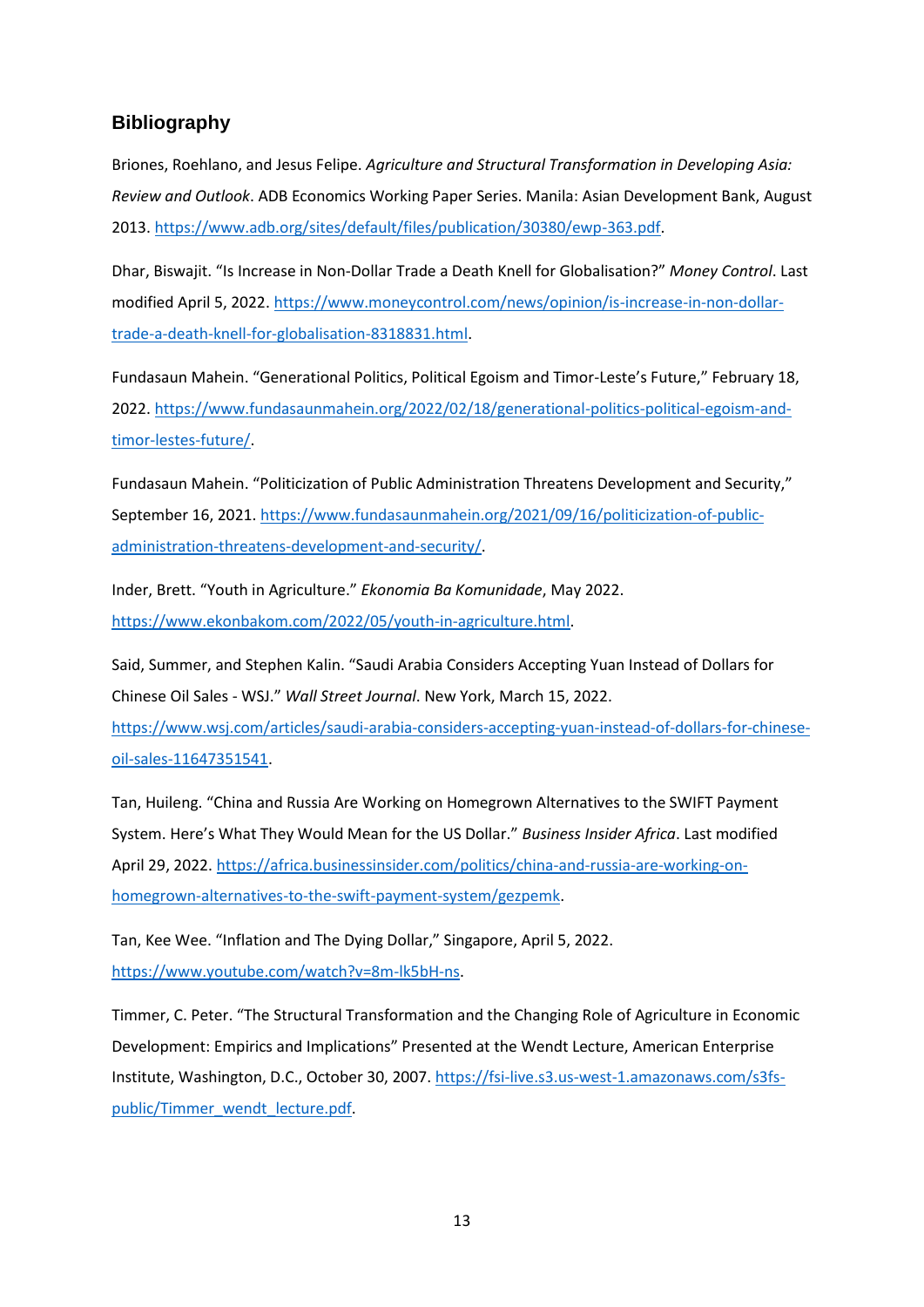## Bibliography

Briones, Roehlano, and Jesus Felipe. *Agriculture and Structural Transformation in Developing Asia: Review and Outlook*. ADB Economics Working Paper Series. Manila: Asian Development Bank, August 2013. https://www.adb.org/sites/default/files/publication/30380/ewp-363.pdf.

Dhar, Biswajit. "Is Increase in Non-Dollar Trade a Death Knell for Globalisation?" *Money Control*. Last modified April 5, 2022. https://www.moneycontrol.com/news/opinion/is-increase-in-non-dollar-trade-a-death-knell-for-globalisation-8318831.html.

Fundasaun Mahein. "Generational Politics, Political Egoism and Timor-Leste's Future," February 18, 2022. https://www.fundasaunmahein.org/2022/02/18/generational-politics-political-egoism-and-timor-lestes-future/.

Fundasaun Mahein. "Politicization of Public Administration Threatens Development and Security," September 16, 2021. https://www.fundasaunmahein.org/2021/09/16/politicization-of-public-administration-threatens-development-and-security/.

Inder, Brett. "Youth in Agriculture." *Ekonomia Ba Komunidade*, May 2022. https://www.ekonbakom.com/2022/05/youth-in-agriculture.html.

Said, Summer, and Stephen Kalin. "Saudi Arabia Considers Accepting Yuan Instead of Dollars for Chinese Oil Sales - WSJ." *Wall Street Journal*. New York, March 15, 2022. https://www.wsj.com/articles/saudi-arabia-considers-accepting-yuan-instead-of-dollars-for-chinese-oil-sales-11647351541.

Tan, Huileng. "China and Russia Are Working on Homegrown Alternatives to the SWIFT Payment System. Here's What They Would Mean for the US Dollar." *Business Insider Africa*. Last modified April 29, 2022. https://africa.businessinsider.com/politics/china-and-russia-are-working-on-homegrown-alternatives-to-the-swift-payment-system/gezpemk.

Tan, Kee Wee. "Inflation and The Dying Dollar," Singapore, April 5, 2022. https://www.youtube.com/watch?v=8m-lk5bH-ns.

Timmer, C. Peter. "The Structural Transformation and the Changing Role of Agriculture in Economic Development: Empirics and Implications" Presented at the Wendt Lecture, American Enterprise Institute, Washington, D.C., October 30, 2007. https://fsi-live.s3.us-west-1.amazonaws.com/s3fs-public/Timmer_wendt_lecture.pdf.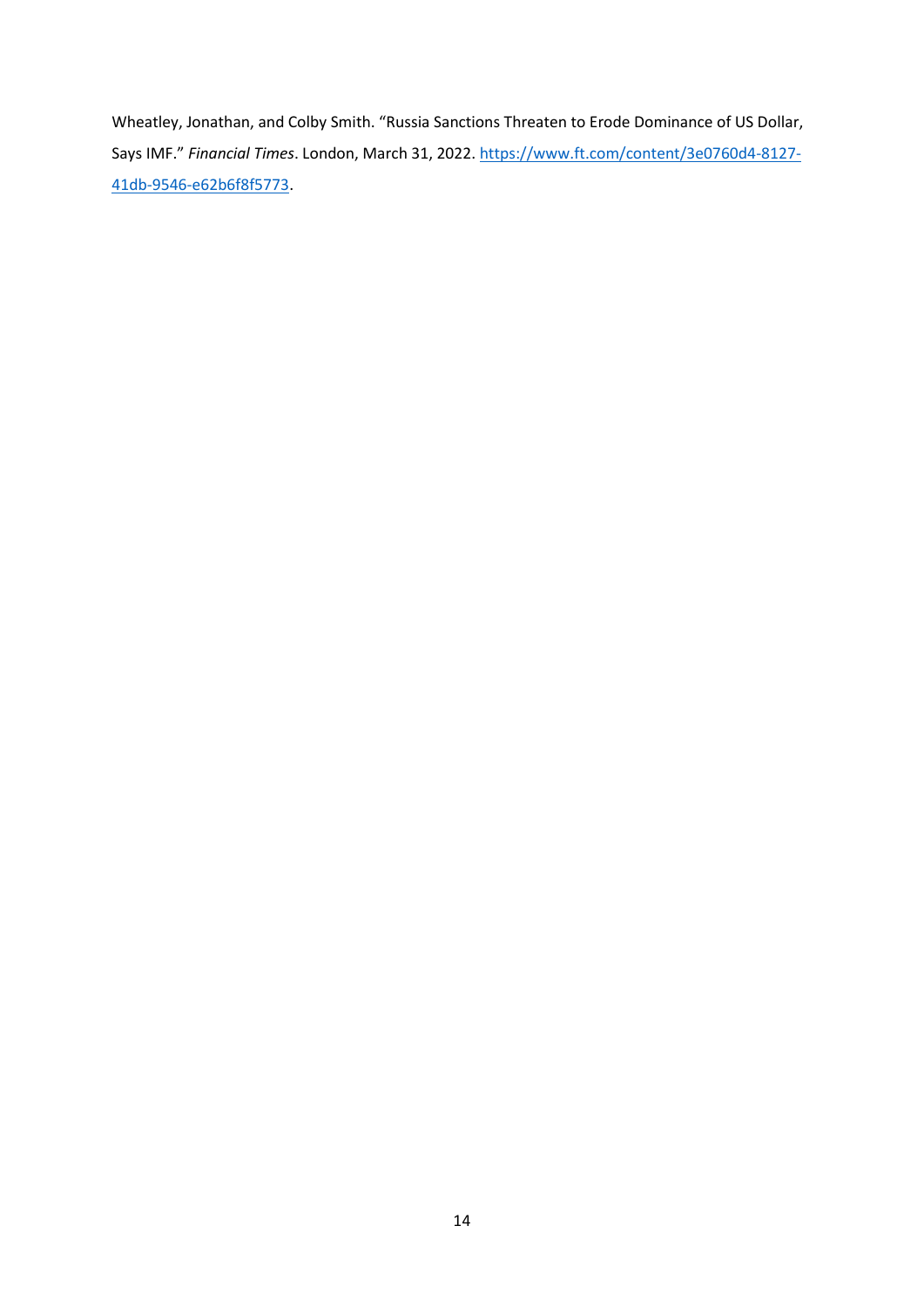Wheatley, Jonathan, and Colby Smith. "Russia Sanctions Threaten to Erode Dominance of US Dollar, Says IMF." *Financial Times*. London, March 31, 2022. https://www.ft.com/content/3e0760d4-8127-41db-9546-e62b6f8f5773.